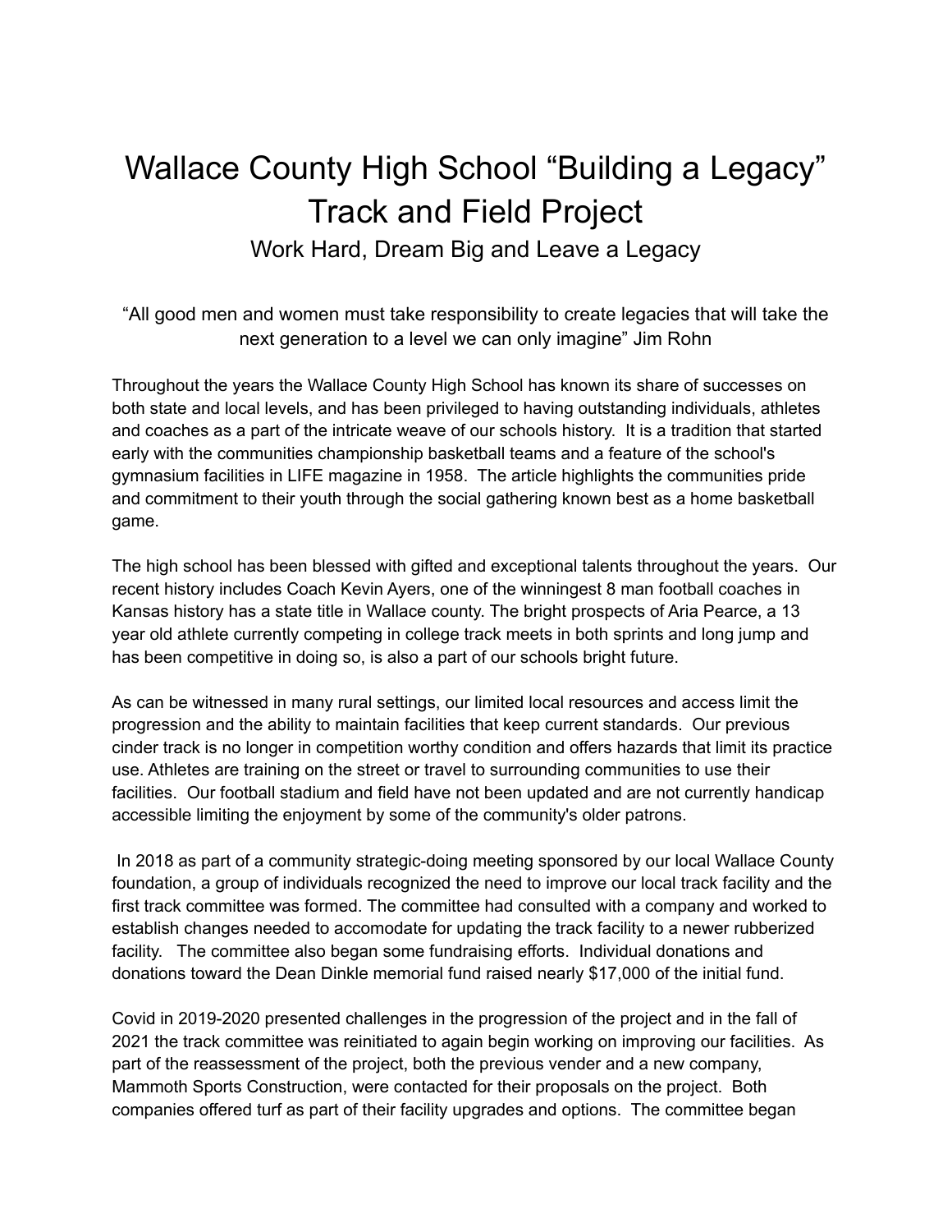# Wallace County High School "Building a Legacy" Track and Field Project

## Work Hard, Dream Big and Leave a Legacy

"All good men and women must take responsibility to create legacies that will take the next generation to a level we can only imagine" Jim Rohn

Throughout the years the Wallace County High School has known its share of successes on both state and local levels, and has been privileged to having outstanding individuals, athletes and coaches as a part of the intricate weave of our schools history. It is a tradition that started early with the communities championship basketball teams and a feature of the school's gymnasium facilities in LIFE magazine in 1958. The article highlights the communities pride and commitment to their youth through the social gathering known best as a home basketball game.

The high school has been blessed with gifted and exceptional talents throughout the years. Our recent history includes Coach Kevin Ayers, one of the winningest 8 man football coaches in Kansas history has a state title in Wallace county. The bright prospects of Aria Pearce, a 13 year old athlete currently competing in college track meets in both sprints and long jump and has been competitive in doing so, is also a part of our schools bright future.

As can be witnessed in many rural settings, our limited local resources and access limit the progression and the ability to maintain facilities that keep current standards. Our previous cinder track is no longer in competition worthy condition and offers hazards that limit its practice use. Athletes are training on the street or travel to surrounding communities to use their facilities. Our football stadium and field have not been updated and are not currently handicap accessible limiting the enjoyment by some of the community's older patrons.

In 2018 as part of a community strategic-doing meeting sponsored by our local Wallace County foundation, a group of individuals recognized the need to improve our local track facility and the first track committee was formed. The committee had consulted with a company and worked to establish changes needed to accomodate for updating the track facility to a newer rubberized facility. The committee also began some fundraising efforts. Individual donations and donations toward the Dean Dinkle memorial fund raised nearly $17,000 of the initial fund.

Covid in 2019-2020 presented challenges in the progression of the project and in the fall of 2021 the track committee was reinitiated to again begin working on improving our facilities. As part of the reassessment of the project, both the previous vender and a new company, Mammoth Sports Construction, were contacted for their proposals on the project. Both companies offered turf as part of their facility upgrades and options. The committee began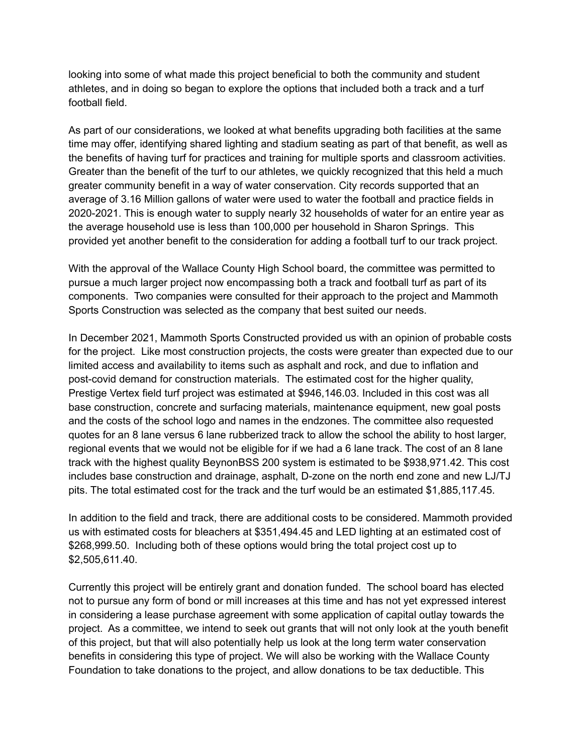looking into some of what made this project beneficial to both the community and student athletes, and in doing so began to explore the options that included both a track and a turf football field.

As part of our considerations, we looked at what benefits upgrading both facilities at the same time may offer, identifying shared lighting and stadium seating as part of that benefit, as well as the benefits of having turf for practices and training for multiple sports and classroom activities. Greater than the benefit of the turf to our athletes, we quickly recognized that this held a much greater community benefit in a way of water conservation. City records supported that an average of 3.16 Million gallons of water were used to water the football and practice fields in 2020-2021. This is enough water to supply nearly 32 households of water for an entire year as the average household use is less than 100,000 per household in Sharon Springs. This provided yet another benefit to the consideration for adding a football turf to our track project.

With the approval of the Wallace County High School board, the committee was permitted to pursue a much larger project now encompassing both a track and football turf as part of its components. Two companies were consulted for their approach to the project and Mammoth Sports Construction was selected as the company that best suited our needs.

In December 2021, Mammoth Sports Constructed provided us with an opinion of probable costs for the project. Like most construction projects, the costs were greater than expected due to our limited access and availability to items such as asphalt and rock, and due to inflation and post-covid demand for construction materials. The estimated cost for the higher quality, Prestige Vertex field turf project was estimated at $946,146.03. Included in this cost was all base construction, concrete and surfacing materials, maintenance equipment, new goal posts and the costs of the school logo and names in the endzones. The committee also requested quotes for an 8 lane versus 6 lane rubberized track to allow the school the ability to host larger, regional events that we would not be eligible for if we had a 6 lane track. The cost of an 8 lane track with the highest quality BeynonBSS 200 system is estimated to be $938,971.42. This cost includes base construction and drainage, asphalt, D-zone on the north end zone and new LJ/TJ pits. The total estimated cost for the track and the turf would be an estimated $1,885,117.45.

In addition to the field and track, there are additional costs to be considered. Mammoth provided us with estimated costs for bleachers at $351,494.45 and LED lighting at an estimated cost of $268,999.50. Including both of these options would bring the total project cost up to $2,505,611.40.

Currently this project will be entirely grant and donation funded. The school board has elected not to pursue any form of bond or mill increases at this time and has not yet expressed interest in considering a lease purchase agreement with some application of capital outlay towards the project. As a committee, we intend to seek out grants that will not only look at the youth benefit of this project, but that will also potentially help us look at the long term water conservation benefits in considering this type of project. We will also be working with the Wallace County Foundation to take donations to the project, and allow donations to be tax deductible. This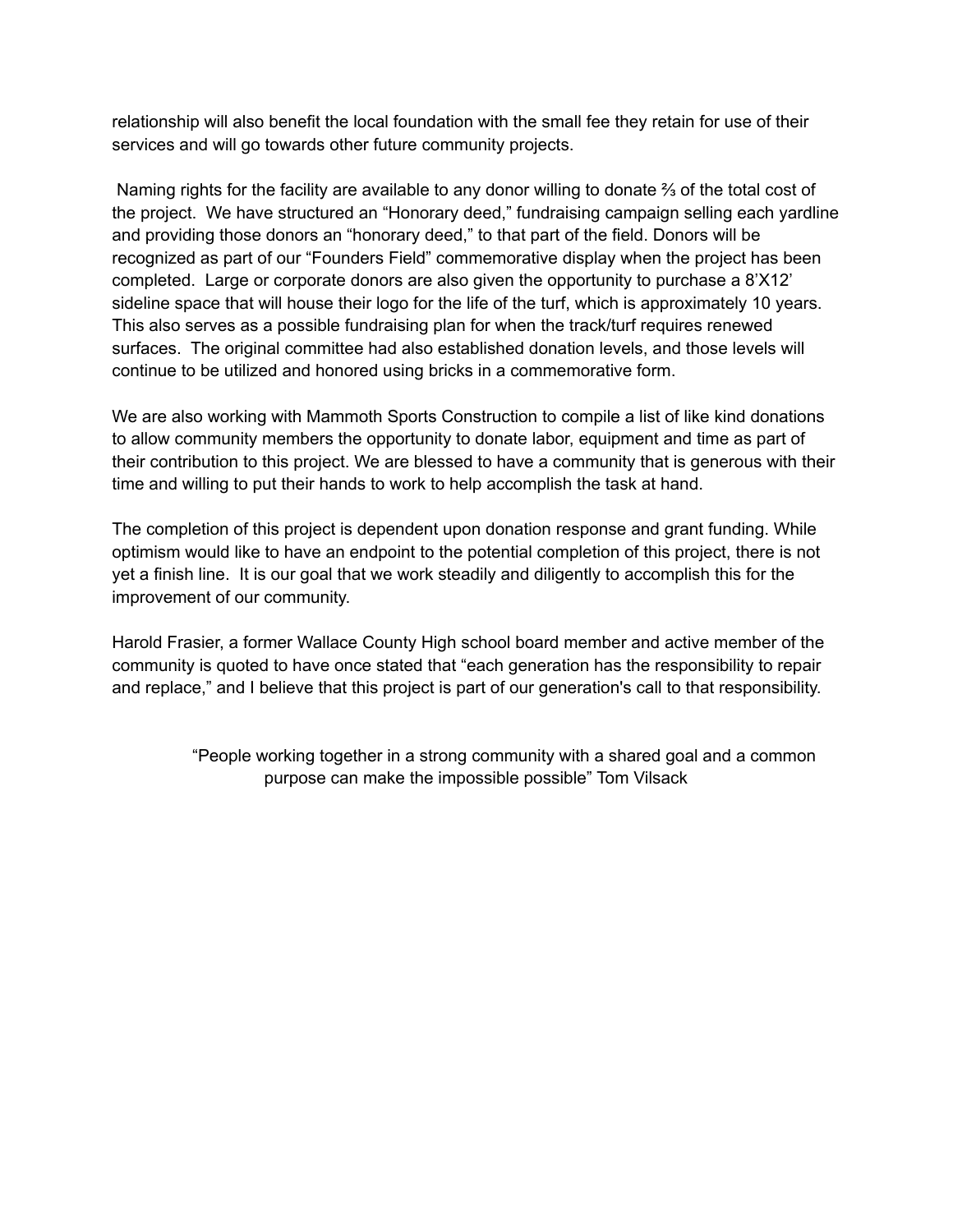relationship will also benefit the local foundation with the small fee they retain for use of their services and will go towards other future community projects.

Naming rights for the facility are available to any donor willing to donate ⅔ of the total cost of the project. We have structured an "Honorary deed," fundraising campaign selling each yardline and providing those donors an "honorary deed," to that part of the field. Donors will be recognized as part of our "Founders Field" commemorative display when the project has been completed. Large or corporate donors are also given the opportunity to purchase a 8'X12' sideline space that will house their logo for the life of the turf, which is approximately 10 years. This also serves as a possible fundraising plan for when the track/turf requires renewed surfaces. The original committee had also established donation levels, and those levels will continue to be utilized and honored using bricks in a commemorative form.

We are also working with Mammoth Sports Construction to compile a list of like kind donations to allow community members the opportunity to donate labor, equipment and time as part of their contribution to this project. We are blessed to have a community that is generous with their time and willing to put their hands to work to help accomplish the task at hand.

The completion of this project is dependent upon donation response and grant funding. While optimism would like to have an endpoint to the potential completion of this project, there is not yet a finish line. It is our goal that we work steadily and diligently to accomplish this for the improvement of our community.

Harold Frasier, a former Wallace County High school board member and active member of the community is quoted to have once stated that "each generation has the responsibility to repair and replace," and I believe that this project is part of our generation's call to that responsibility.

> "People working together in a strong community with a shared goal and a common purpose can make the impossible possible" Tom Vilsack